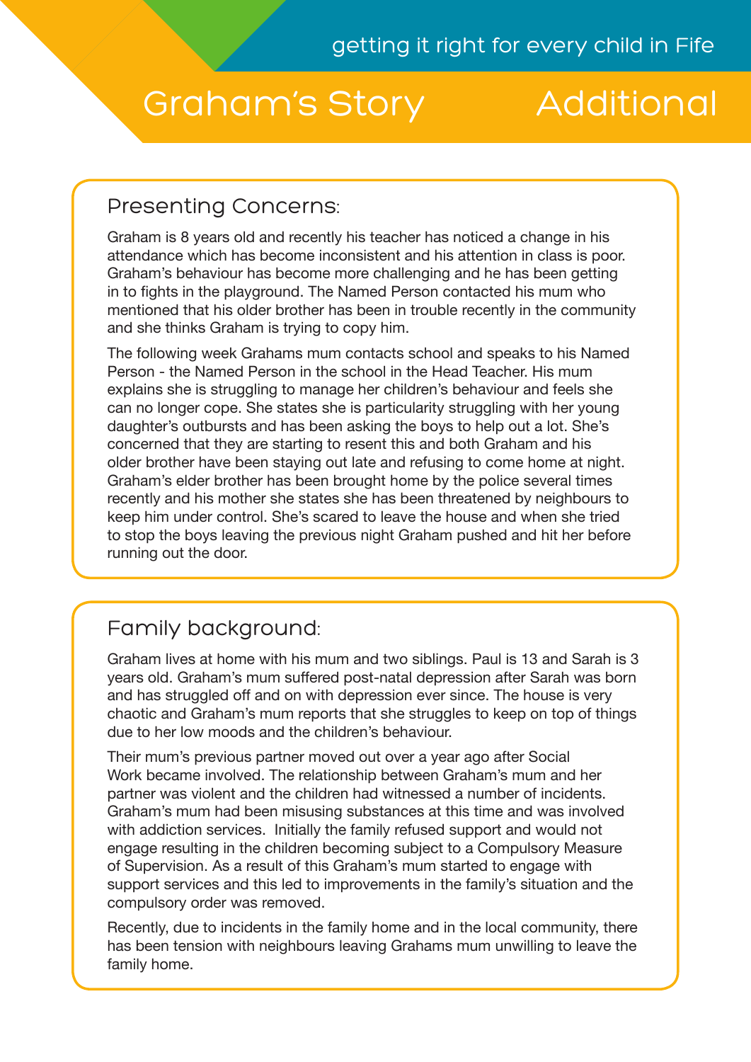getting it right for every child in Fife

# Graham's Story

# Additional

## Presenting Concerns:

Graham is 8 years old and recently his teacher has noticed a change in his attendance which has become inconsistent and his attention in class is poor. Graham's behaviour has become more challenging and he has been getting in to fights in the playground. The Named Person contacted his mum who mentioned that his older brother has been in trouble recently in the community and she thinks Graham is trying to copy him.

The following week Grahams mum contacts school and speaks to his Named Person - the Named Person in the school in the Head Teacher. His mum explains she is struggling to manage her children's behaviour and feels she can no longer cope. She states she is particularity struggling with her young daughter's outbursts and has been asking the boys to help out a lot. She's concerned that they are starting to resent this and both Graham and his older brother have been staying out late and refusing to come home at night. Graham's elder brother has been brought home by the police several times recently and his mother she states she has been threatened by neighbours to keep him under control. She's scared to leave the house and when she tried to stop the boys leaving the previous night Graham pushed and hit her before running out the door.

## Family background:

Graham lives at home with his mum and two siblings. Paul is 13 and Sarah is 3 years old. Graham's mum suffered post-natal depression after Sarah was born and has struggled off and on with depression ever since. The house is very chaotic and Graham's mum reports that she struggles to keep on top of things due to her low moods and the children's behaviour.

Their mum's previous partner moved out over a year ago after Social Work became involved. The relationship between Graham's mum and her partner was violent and the children had witnessed a number of incidents. Graham's mum had been misusing substances at this time and was involved with addiction services. Initially the family refused support and would not engage resulting in the children becoming subject to a Compulsory Measure of Supervision. As a result of this Graham's mum started to engage with support services and this led to improvements in the family's situation and the compulsory order was removed.

Recently, due to incidents in the family home and in the local community, there has been tension with neighbours leaving Grahams mum unwilling to leave the family home.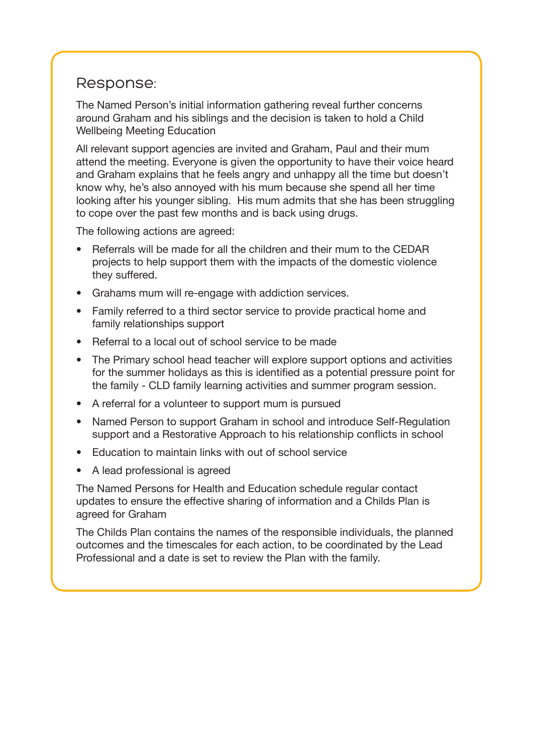## Response:

The Named Person's initial information gathering reveal further concerns around Graham and his siblings and the decision is taken to hold a Child Wellbeing Meeting Education

All relevant support agencies are invited and Graham, Paul and their mum attend the meeting. Everyone is given the opportunity to have their voice heard and Graham explains that he feels angry and unhappy all the time but doesn't know why, he's also annoyed with his mum because she spend all her time looking after his younger sibling. His mum admits that she has been struggling to cope over the past few months and is back using drugs.

The following actions are agreed:

- Referrals will be made for all the children and their mum to the CEDAR projects to help support them with the impacts of the domestic violence they suffered.
- Grahams mum will re-engage with addiction services.
- Family referred to a third sector service to provide practical home and family relationships support
- Referral to a local out of school service to be made
- The Primary school head teacher will explore support options and activities for the summer holidays as this is identified as a potential pressure point for the family - CLD family learning activities and summer program session.
- A referral for a volunteer to support mum is pursued
- Named Person to support Graham in school and introduce Self-Regulation support and a Restorative Approach to his relationship conflicts in school
- Education to maintain links with out of school service
- A lead professional is agreed

The Named Persons for Health and Education schedule regular contact updates to ensure the effective sharing of information and a Childs Plan is agreed for Graham

The Childs Plan contains the names of the responsible individuals, the planned outcomes and the timescales for each action, to be coordinated by the Lead Professional and a date is set to review the Plan with the family.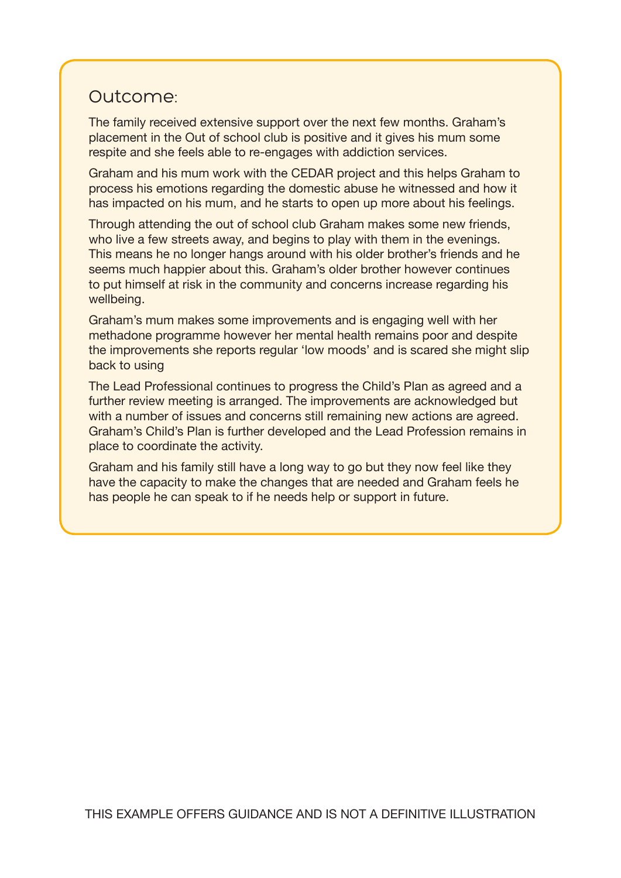## Outcome:

The family received extensive support over the next few months. Graham's placement in the Out of school club is positive and it gives his mum some respite and she feels able to re-engages with addiction services.

Graham and his mum work with the CEDAR project and this helps Graham to process his emotions regarding the domestic abuse he witnessed and how it has impacted on his mum, and he starts to open up more about his feelings.

Through attending the out of school club Graham makes some new friends, who live a few streets away, and begins to play with them in the evenings. This means he no longer hangs around with his older brother's friends and he seems much happier about this. Graham's older brother however continues to put himself at risk in the community and concerns increase regarding his wellbeing.

Graham's mum makes some improvements and is engaging well with her methadone programme however her mental health remains poor and despite the improvements she reports regular 'low moods' and is scared she might slip back to using

The Lead Professional continues to progress the Child's Plan as agreed and a further review meeting is arranged. The improvements are acknowledged but with a number of issues and concerns still remaining new actions are agreed. Graham's Child's Plan is further developed and the Lead Profession remains in place to coordinate the activity.

Graham and his family still have a long way to go but they now feel like they have the capacity to make the changes that are needed and Graham feels he has people he can speak to if he needs help or support in future.

THIS EXAMPLE OFFERS GUIDANCE AND IS NOT A DEFINITIVE ILLUSTRATION